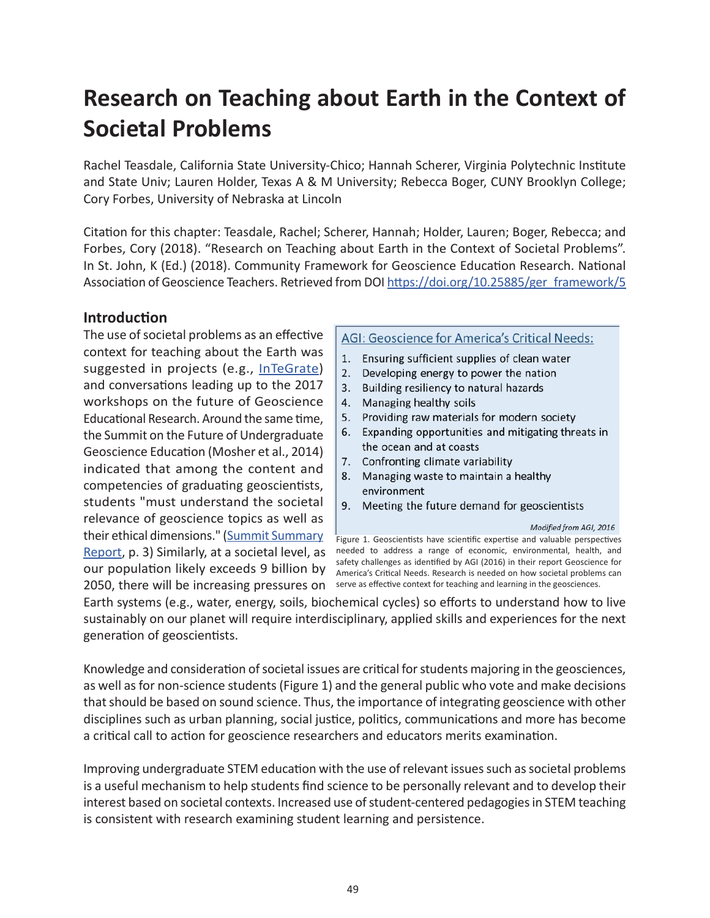# Research on Teaching about Earth in the Context of Societal Problems

Rachel Teasdale, California State University-Chico; Hannah Scherer, Virginia Polytechnic Institute and State Univ; Lauren Holder, Texas A & M University; Rebecca Boger, CUNY Brooklyn College; Cory Forbes, University of Nebraska at Lincoln

Citation for this chapter: Teasdale, Rachel; Scherer, Hannah; Holder, Lauren; Boger, Rebecca; and Forbes, Cory (2018). "Research on Teaching about Earth in the Context of Societal Problems". In St. John, K (Ed.) (2018). Community Framework for Geoscience Education Research. National Association of Geoscience Teachers. Retrieved from DOI https://doi.org/10.25885/ger_framework/5

## Introduction

The use of societal problems as an effective context for teaching about the Earth was suggested in projects (e.g., InTeGrate) and conversations leading up to the 2017 workshops on the future of Geoscience Educational Research. Around the same time, the Summit on the Future of Undergraduate Geoscience Education (Mosher et al., 2014) indicated that among the content and competencies of graduating geoscientists, students "must understand the societal relevance of geoscience topics as well as their ethical dimensions." (Summit Summary Report, p. 3) Similarly, at a societal level, as our population likely exceeds 9 billion by 2050, there will be increasing pressures on Earth systems (e.g., water, energy, soils, biochemical cycles) so efforts to understand how to live sustainably on our planet will require interdisciplinary, applied skills and experiences for the next generation of geoscientists.

**AGI: Geoscience for America's Critical Needs:**

1. Ensuring sufficient supplies of clean water
2. Developing energy to power the nation
3. Building resiliency to natural hazards
4. Managing healthy soils
5. Providing raw materials for modern society
6. Expanding opportunities and mitigating threats in the ocean and at coasts
7. Confronting climate variability
8. Managing waste to maintain a healthy environment
9. Meeting the future demand for geoscientists

*Modified from AGI, 2016*

Figure 1. Geoscientists have scientific expertise and valuable perspectives needed to address a range of economic, environmental, health, and safety challenges as identified by AGI (2016) in their report Geoscience for America's Critical Needs. Research is needed on how societal problems can serve as effective context for teaching and learning in the geosciences.

Knowledge and consideration of societal issues are critical for students majoring in the geosciences, as well as for non-science students (Figure 1) and the general public who vote and make decisions that should be based on sound science. Thus, the importance of integrating geoscience with other disciplines such as urban planning, social justice, politics, communications and more has become a critical call to action for geoscience researchers and educators merits examination.

Improving undergraduate STEM education with the use of relevant issues such as societal problems is a useful mechanism to help students find science to be personally relevant and to develop their interest based on societal contexts. Increased use of student-centered pedagogies in STEM teaching is consistent with research examining student learning and persistence.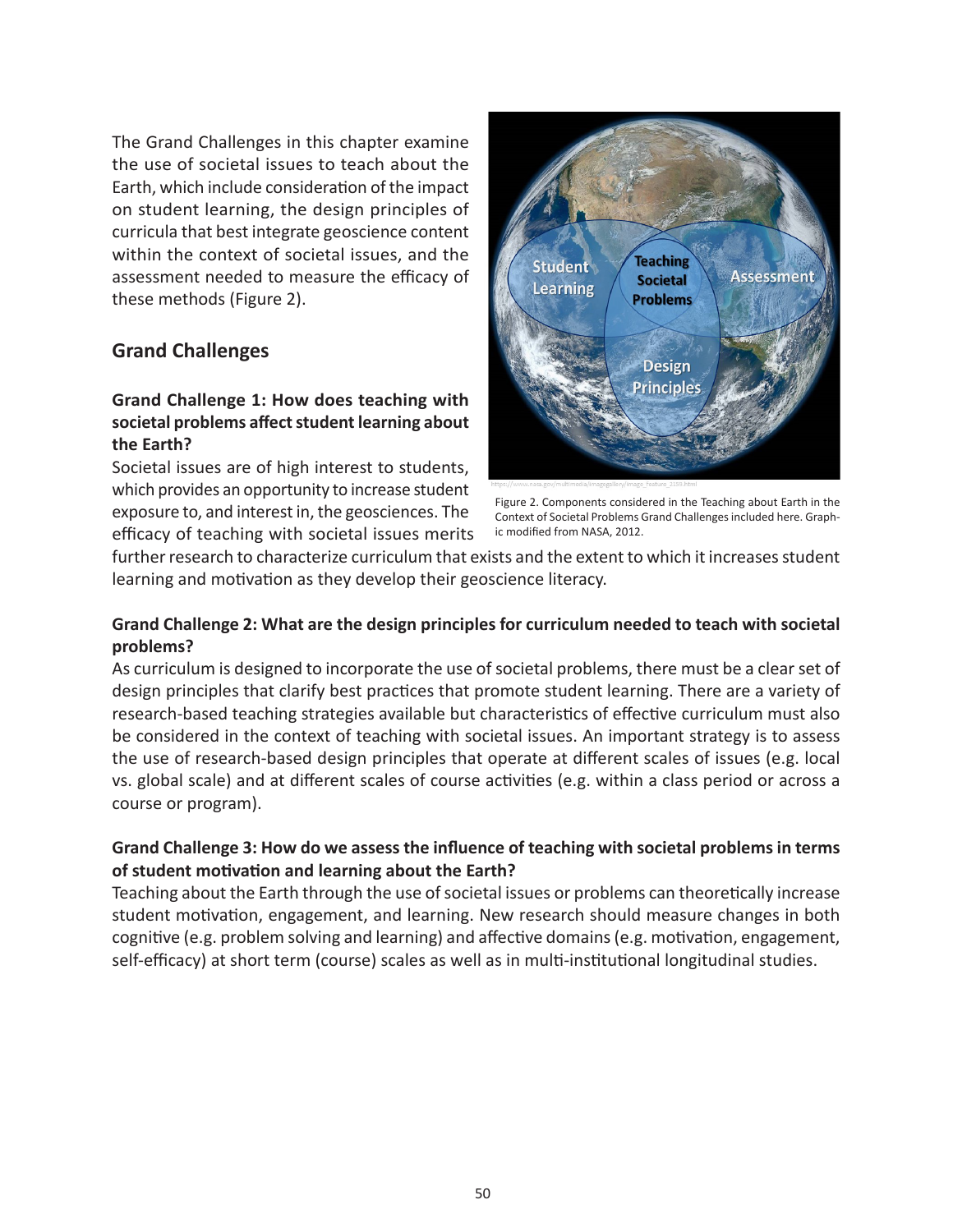The Grand Challenges in this chapter examine the use of societal issues to teach about the Earth, which include consideration of the impact on student learning, the design principles of curricula that best integrate geoscience content within the context of societal issues, and the assessment needed to measure the efficacy of these methods (Figure 2).

Figure 2. Components considered in the Teaching about Earth in the Context of Societal Problems Grand Challenges included here. Graphic modified from NASA, 2012.

## Grand Challenges

### Grand Challenge 1: How does teaching with societal problems affect student learning about the Earth?

Societal issues are of high interest to students, which provides an opportunity to increase student exposure to, and interest in, the geosciences. The efficacy of teaching with societal issues merits further research to characterize curriculum that exists and the extent to which it increases student learning and motivation as they develop their geoscience literacy.

### Grand Challenge 2: What are the design principles for curriculum needed to teach with societal problems?

As curriculum is designed to incorporate the use of societal problems, there must be a clear set of design principles that clarify best practices that promote student learning. There are a variety of research-based teaching strategies available but characteristics of effective curriculum must also be considered in the context of teaching with societal issues. An important strategy is to assess the use of research-based design principles that operate at different scales of issues (e.g. local vs. global scale) and at different scales of course activities (e.g. within a class period or across a course or program).

### Grand Challenge 3: How do we assess the influence of teaching with societal problems in terms of student motivation and learning about the Earth?

Teaching about the Earth through the use of societal issues or problems can theoretically increase student motivation, engagement, and learning. New research should measure changes in both cognitive (e.g. problem solving and learning) and affective domains (e.g. motivation, engagement, self-efficacy) at short term (course) scales as well as in multi-institutional longitudinal studies.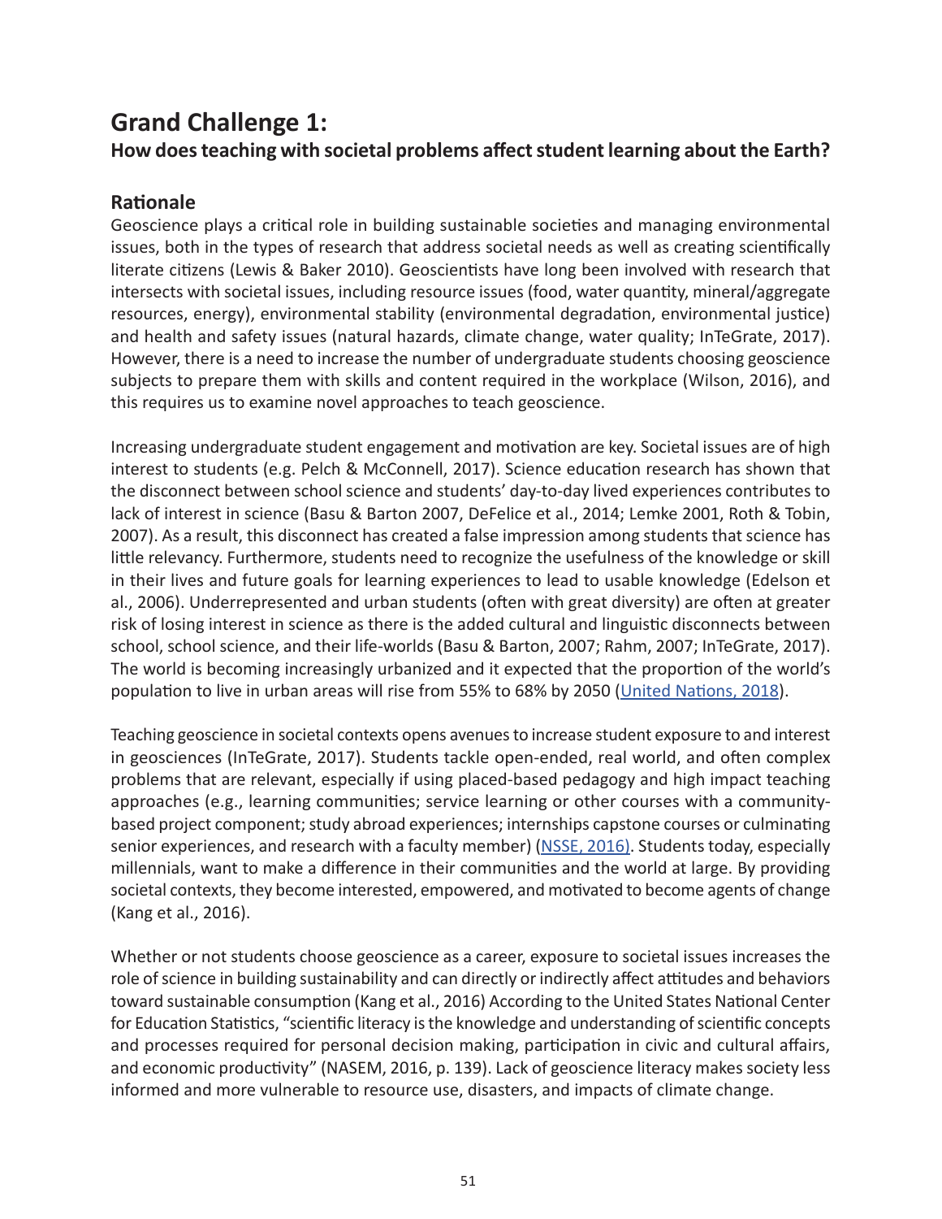# Grand Challenge 1:

## How does teaching with societal problems affect student learning about the Earth?

### Rationale

Geoscience plays a critical role in building sustainable societies and managing environmental issues, both in the types of research that address societal needs as well as creating scientifically literate citizens (Lewis & Baker 2010). Geoscientists have long been involved with research that intersects with societal issues, including resource issues (food, water quantity, mineral/aggregate resources, energy), environmental stability (environmental degradation, environmental justice) and health and safety issues (natural hazards, climate change, water quality; InTeGrate, 2017). However, there is a need to increase the number of undergraduate students choosing geoscience subjects to prepare them with skills and content required in the workplace (Wilson, 2016), and this requires us to examine novel approaches to teach geoscience.

Increasing undergraduate student engagement and motivation are key. Societal issues are of high interest to students (e.g. Pelch & McConnell, 2017). Science education research has shown that the disconnect between school science and students' day-to-day lived experiences contributes to lack of interest in science (Basu & Barton 2007, DeFelice et al., 2014; Lemke 2001, Roth & Tobin, 2007). As a result, this disconnect has created a false impression among students that science has little relevancy. Furthermore, students need to recognize the usefulness of the knowledge or skill in their lives and future goals for learning experiences to lead to usable knowledge (Edelson et al., 2006). Underrepresented and urban students (often with great diversity) are often at greater risk of losing interest in science as there is the added cultural and linguistic disconnects between school, school science, and their life-worlds (Basu & Barton, 2007; Rahm, 2007; InTeGrate, 2017). The world is becoming increasingly urbanized and it expected that the proportion of the world's population to live in urban areas will rise from 55% to 68% by 2050 (United Nations, 2018).

Teaching geoscience in societal contexts opens avenues to increase student exposure to and interest in geosciences (InTeGrate, 2017). Students tackle open-ended, real world, and often complex problems that are relevant, especially if using placed-based pedagogy and high impact teaching approaches (e.g., learning communities; service learning or other courses with a community-based project component; study abroad experiences; internships capstone courses or culminating senior experiences, and research with a faculty member) (NSSE, 2016). Students today, especially millennials, want to make a difference in their communities and the world at large. By providing societal contexts, they become interested, empowered, and motivated to become agents of change (Kang et al., 2016).

Whether or not students choose geoscience as a career, exposure to societal issues increases the role of science in building sustainability and can directly or indirectly affect attitudes and behaviors toward sustainable consumption (Kang et al., 2016) According to the United States National Center for Education Statistics, "scientific literacy is the knowledge and understanding of scientific concepts and processes required for personal decision making, participation in civic and cultural affairs, and economic productivity" (NASEM, 2016, p. 139). Lack of geoscience literacy makes society less informed and more vulnerable to resource use, disasters, and impacts of climate change.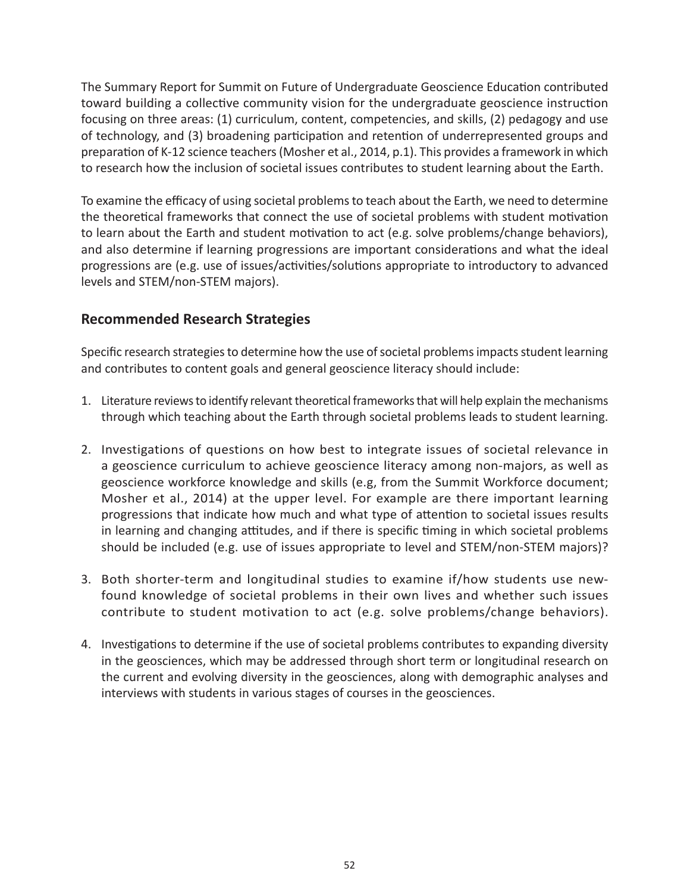The Summary Report for Summit on Future of Undergraduate Geoscience Education contributed toward building a collective community vision for the undergraduate geoscience instruction focusing on three areas: (1) curriculum, content, competencies, and skills, (2) pedagogy and use of technology, and (3) broadening participation and retention of underrepresented groups and preparation of K-12 science teachers (Mosher et al., 2014, p.1). This provides a framework in which to research how the inclusion of societal issues contributes to student learning about the Earth.

To examine the efficacy of using societal problems to teach about the Earth, we need to determine the theoretical frameworks that connect the use of societal problems with student motivation to learn about the Earth and student motivation to act (e.g. solve problems/change behaviors), and also determine if learning progressions are important considerations and what the ideal progressions are (e.g. use of issues/activities/solutions appropriate to introductory to advanced levels and STEM/non-STEM majors).

## Recommended Research Strategies

Specific research strategies to determine how the use of societal problems impacts student learning and contributes to content goals and general geoscience literacy should include:

1. Literature reviews to identify relevant theoretical frameworks that will help explain the mechanisms through which teaching about the Earth through societal problems leads to student learning.

2. Investigations of questions on how best to integrate issues of societal relevance in a geoscience curriculum to achieve geoscience literacy among non-majors, as well as geoscience workforce knowledge and skills (e.g, from the Summit Workforce document; Mosher et al., 2014) at the upper level. For example are there important learning progressions that indicate how much and what type of attention to societal issues results in learning and changing attitudes, and if there is specific timing in which societal problems should be included (e.g. use of issues appropriate to level and STEM/non-STEM majors)?

3. Both shorter-term and longitudinal studies to examine if/how students use new-found knowledge of societal problems in their own lives and whether such issues contribute to student motivation to act (e.g. solve problems/change behaviors).

4. Investigations to determine if the use of societal problems contributes to expanding diversity in the geosciences, which may be addressed through short term or longitudinal research on the current and evolving diversity in the geosciences, along with demographic analyses and interviews with students in various stages of courses in the geosciences.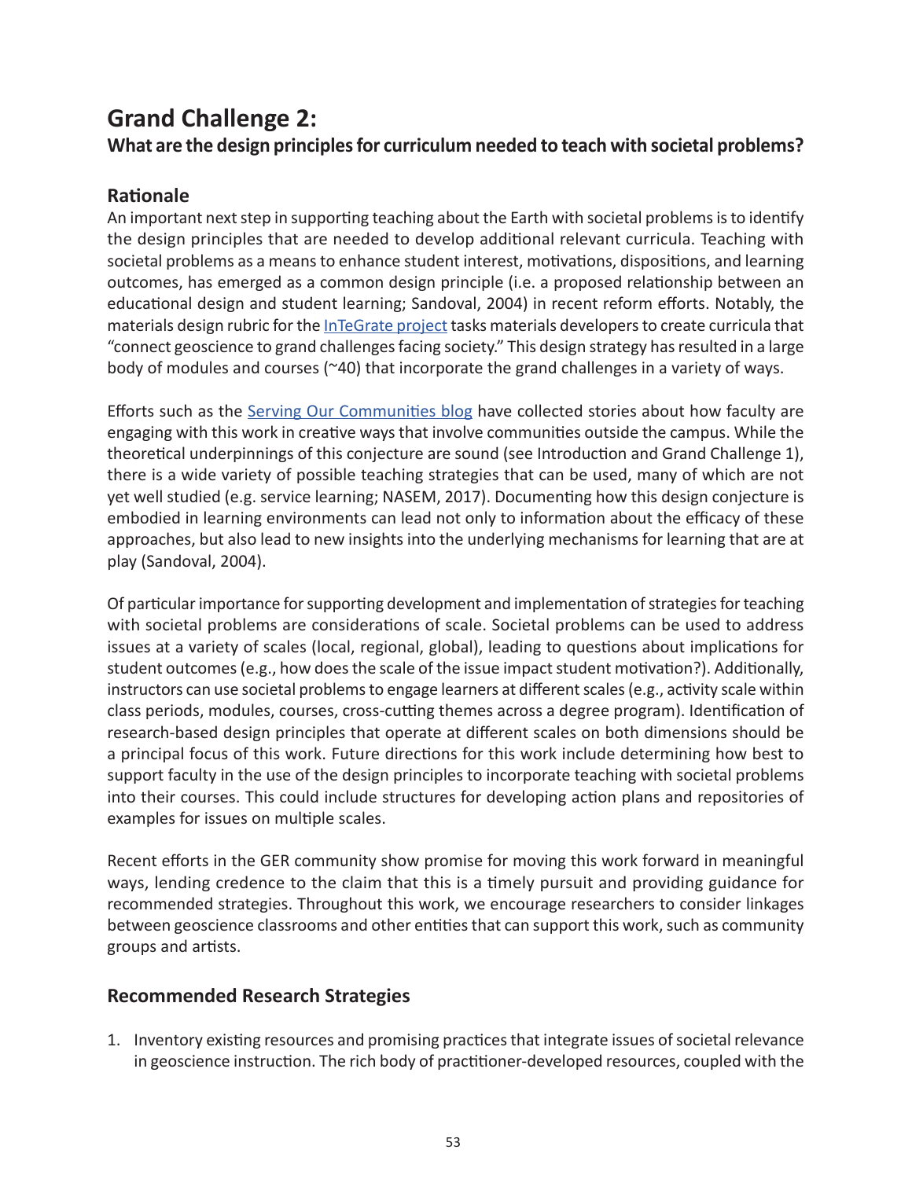# Grand Challenge 2:

**What are the design principles for curriculum needed to teach with societal problems?**

## Rationale

An important next step in supporting teaching about the Earth with societal problems is to identify the design principles that are needed to develop additional relevant curricula. Teaching with societal problems as a means to enhance student interest, motivations, dispositions, and learning outcomes, has emerged as a common design principle (i.e. a proposed relationship between an educational design and student learning; Sandoval, 2004) in recent reform efforts. Notably, the materials design rubric for the InTeGrate project tasks materials developers to create curricula that "connect geoscience to grand challenges facing society." This design strategy has resulted in a large body of modules and courses (~40) that incorporate the grand challenges in a variety of ways.

Efforts such as the Serving Our Communities blog have collected stories about how faculty are engaging with this work in creative ways that involve communities outside the campus. While the theoretical underpinnings of this conjecture are sound (see Introduction and Grand Challenge 1), there is a wide variety of possible teaching strategies that can be used, many of which are not yet well studied (e.g. service learning; NASEM, 2017). Documenting how this design conjecture is embodied in learning environments can lead not only to information about the efficacy of these approaches, but also lead to new insights into the underlying mechanisms for learning that are at play (Sandoval, 2004).

Of particular importance for supporting development and implementation of strategies for teaching with societal problems are considerations of scale. Societal problems can be used to address issues at a variety of scales (local, regional, global), leading to questions about implications for student outcomes (e.g., how does the scale of the issue impact student motivation?). Additionally, instructors can use societal problems to engage learners at different scales (e.g., activity scale within class periods, modules, courses, cross-cutting themes across a degree program). Identification of research-based design principles that operate at different scales on both dimensions should be a principal focus of this work. Future directions for this work include determining how best to support faculty in the use of the design principles to incorporate teaching with societal problems into their courses. This could include structures for developing action plans and repositories of examples for issues on multiple scales.

Recent efforts in the GER community show promise for moving this work forward in meaningful ways, lending credence to the claim that this is a timely pursuit and providing guidance for recommended strategies. Throughout this work, we encourage researchers to consider linkages between geoscience classrooms and other entities that can support this work, such as community groups and artists.

## Recommended Research Strategies

1. Inventory existing resources and promising practices that integrate issues of societal relevance in geoscience instruction. The rich body of practitioner-developed resources, coupled with the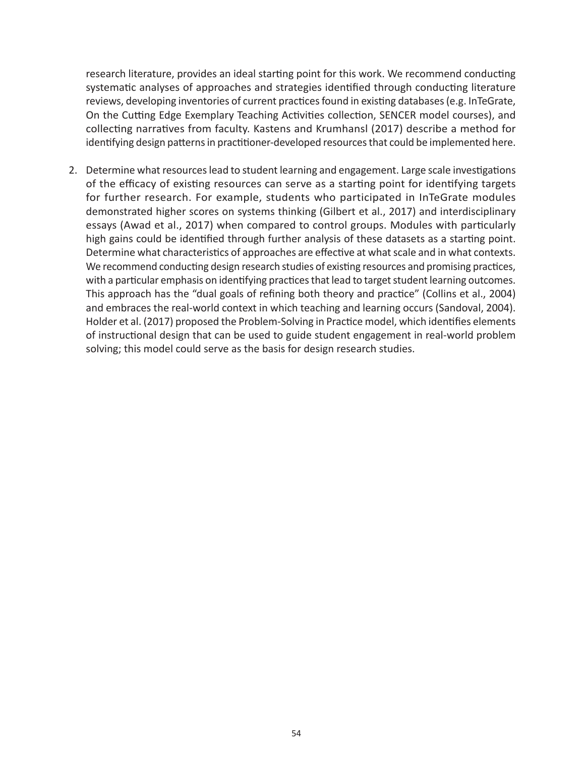research literature, provides an ideal starting point for this work. We recommend conducting systematic analyses of approaches and strategies identified through conducting literature reviews, developing inventories of current practices found in existing databases (e.g. InTeGrate, On the Cutting Edge Exemplary Teaching Activities collection, SENCER model courses), and collecting narratives from faculty. Kastens and Krumhansl (2017) describe a method for identifying design patterns in practitioner-developed resources that could be implemented here.

2. Determine what resources lead to student learning and engagement. Large scale investigations of the efficacy of existing resources can serve as a starting point for identifying targets for further research. For example, students who participated in InTeGrate modules demonstrated higher scores on systems thinking (Gilbert et al., 2017) and interdisciplinary essays (Awad et al., 2017) when compared to control groups. Modules with particularly high gains could be identified through further analysis of these datasets as a starting point. Determine what characteristics of approaches are effective at what scale and in what contexts. We recommend conducting design research studies of existing resources and promising practices, with a particular emphasis on identifying practices that lead to target student learning outcomes. This approach has the "dual goals of refining both theory and practice" (Collins et al., 2004) and embraces the real-world context in which teaching and learning occurs (Sandoval, 2004). Holder et al. (2017) proposed the Problem-Solving in Practice model, which identifies elements of instructional design that can be used to guide student engagement in real-world problem solving; this model could serve as the basis for design research studies.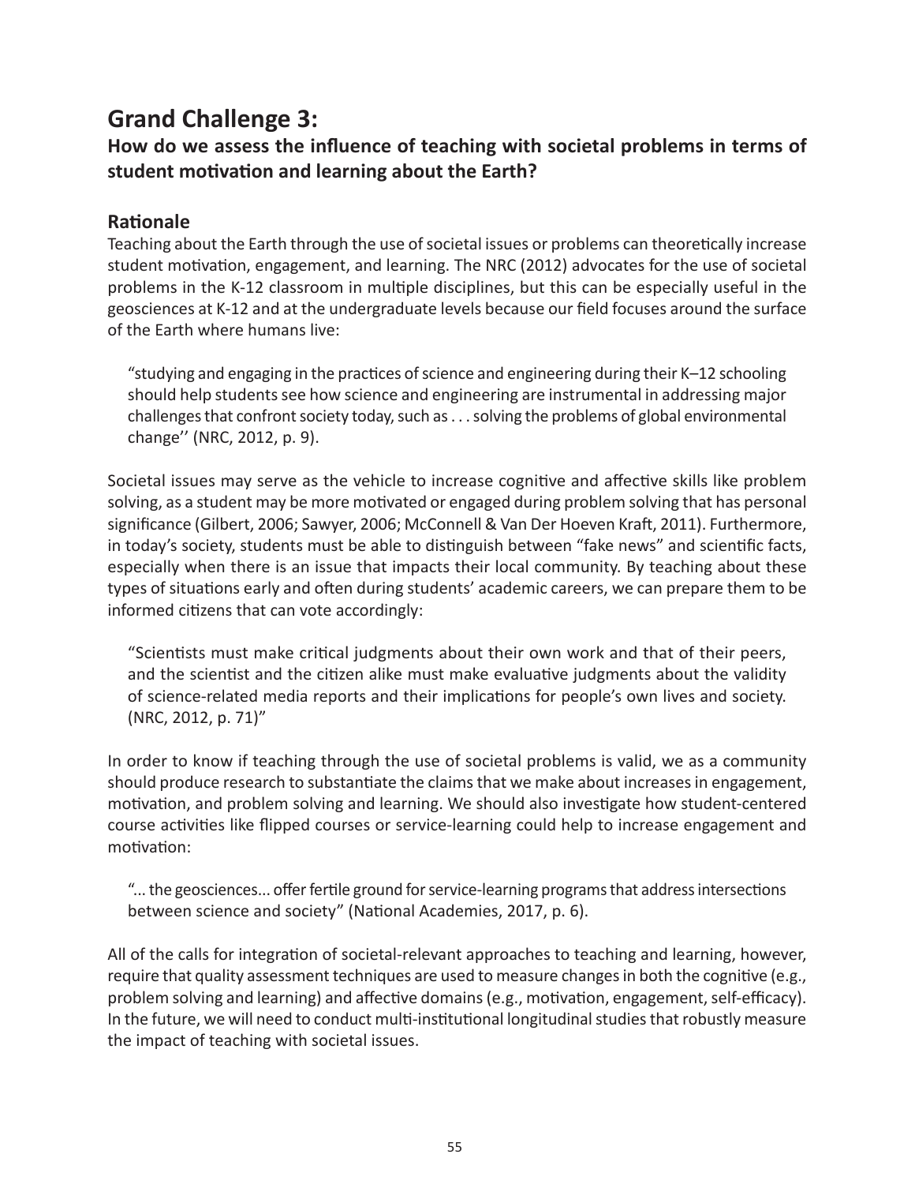## Grand Challenge 3:

### How do we assess the influence of teaching with societal problems in terms of student motivation and learning about the Earth?

### Rationale

Teaching about the Earth through the use of societal issues or problems can theoretically increase student motivation, engagement, and learning. The NRC (2012) advocates for the use of societal problems in the K-12 classroom in multiple disciplines, but this can be especially useful in the geosciences at K-12 and at the undergraduate levels because our field focuses around the surface of the Earth where humans live:

> "studying and engaging in the practices of science and engineering during their K–12 schooling should help students see how science and engineering are instrumental in addressing major challenges that confront society today, such as . . . solving the problems of global environmental change'' (NRC, 2012, p. 9).

Societal issues may serve as the vehicle to increase cognitive and affective skills like problem solving, as a student may be more motivated or engaged during problem solving that has personal significance (Gilbert, 2006; Sawyer, 2006; McConnell & Van Der Hoeven Kraft, 2011). Furthermore, in today's society, students must be able to distinguish between "fake news" and scientific facts, especially when there is an issue that impacts their local community. By teaching about these types of situations early and often during students' academic careers, we can prepare them to be informed citizens that can vote accordingly:

> "Scientists must make critical judgments about their own work and that of their peers, and the scientist and the citizen alike must make evaluative judgments about the validity of science-related media reports and their implications for people's own lives and society. (NRC, 2012, p. 71)"

In order to know if teaching through the use of societal problems is valid, we as a community should produce research to substantiate the claims that we make about increases in engagement, motivation, and problem solving and learning. We should also investigate how student-centered course activities like flipped courses or service-learning could help to increase engagement and motivation:

> "... the geosciences... offer fertile ground for service-learning programs that address intersections between science and society" (National Academies, 2017, p. 6).

All of the calls for integration of societal-relevant approaches to teaching and learning, however, require that quality assessment techniques are used to measure changes in both the cognitive (e.g., problem solving and learning) and affective domains (e.g., motivation, engagement, self-efficacy). In the future, we will need to conduct multi-institutional longitudinal studies that robustly measure the impact of teaching with societal issues.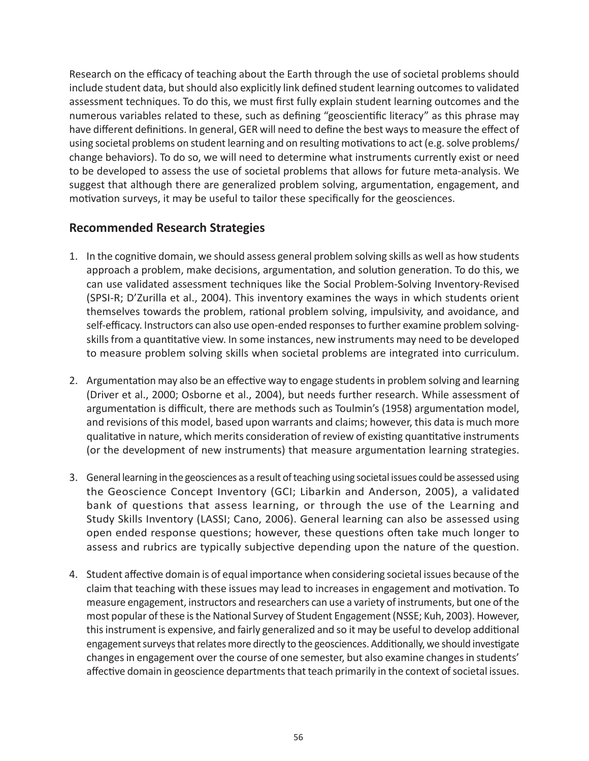Research on the efficacy of teaching about the Earth through the use of societal problems should include student data, but should also explicitly link defined student learning outcomes to validated assessment techniques. To do this, we must first fully explain student learning outcomes and the numerous variables related to these, such as defining "geoscientific literacy" as this phrase may have different definitions. In general, GER will need to define the best ways to measure the effect of using societal problems on student learning and on resulting motivations to act (e.g. solve problems/ change behaviors). To do so, we will need to determine what instruments currently exist or need to be developed to assess the use of societal problems that allows for future meta-analysis. We suggest that although there are generalized problem solving, argumentation, engagement, and motivation surveys, it may be useful to tailor these specifically for the geosciences.

## Recommended Research Strategies

1. In the cognitive domain, we should assess general problem solving skills as well as how students approach a problem, make decisions, argumentation, and solution generation. To do this, we can use validated assessment techniques like the Social Problem-Solving Inventory-Revised (SPSI-R; D'Zurilla et al., 2004). This inventory examines the ways in which students orient themselves towards the problem, rational problem solving, impulsivity, and avoidance, and self-efficacy. Instructors can also use open-ended responses to further examine problem solving-skills from a quantitative view. In some instances, new instruments may need to be developed to measure problem solving skills when societal problems are integrated into curriculum.

2. Argumentation may also be an effective way to engage students in problem solving and learning (Driver et al., 2000; Osborne et al., 2004), but needs further research. While assessment of argumentation is difficult, there are methods such as Toulmin's (1958) argumentation model, and revisions of this model, based upon warrants and claims; however, this data is much more qualitative in nature, which merits consideration of review of existing quantitative instruments (or the development of new instruments) that measure argumentation learning strategies.

3. General learning in the geosciences as a result of teaching using societal issues could be assessed using the Geoscience Concept Inventory (GCI; Libarkin and Anderson, 2005), a validated bank of questions that assess learning, or through the use of the Learning and Study Skills Inventory (LASSI; Cano, 2006). General learning can also be assessed using open ended response questions; however, these questions often take much longer to assess and rubrics are typically subjective depending upon the nature of the question.

4. Student affective domain is of equal importance when considering societal issues because of the claim that teaching with these issues may lead to increases in engagement and motivation. To measure engagement, instructors and researchers can use a variety of instruments, but one of the most popular of these is the National Survey of Student Engagement (NSSE; Kuh, 2003). However, this instrument is expensive, and fairly generalized and so it may be useful to develop additional engagement surveys that relates more directly to the geosciences. Additionally, we should investigate changes in engagement over the course of one semester, but also examine changes in students' affective domain in geoscience departments that teach primarily in the context of societal issues.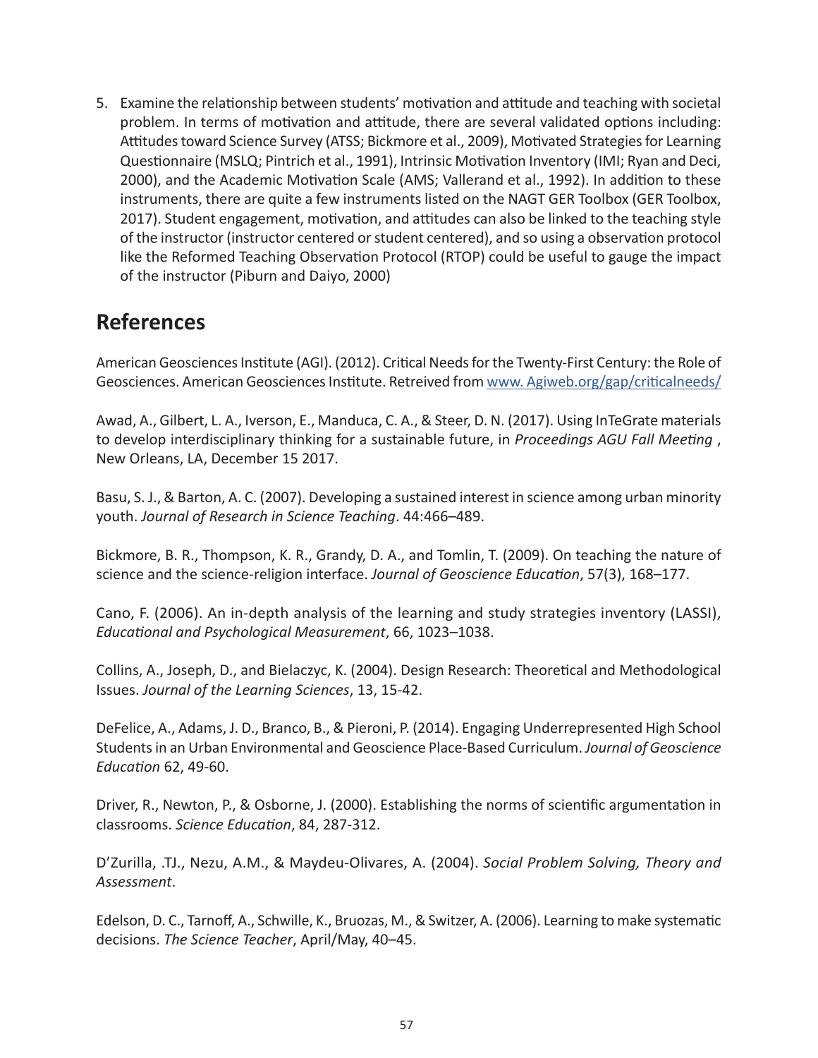5. Examine the relationship between students' motivation and attitude and teaching with societal problem. In terms of motivation and attitude, there are several validated options including: Attitudes toward Science Survey (ATSS; Bickmore et al., 2009), Motivated Strategies for Learning Questionnaire (MSLQ; Pintrich et al., 1991), Intrinsic Motivation Inventory (IMI; Ryan and Deci, 2000), and the Academic Motivation Scale (AMS; Vallerand et al., 1992). In addition to these instruments, there are quite a few instruments listed on the NAGT GER Toolbox (GER Toolbox, 2017). Student engagement, motivation, and attitudes can also be linked to the teaching style of the instructor (instructor centered or student centered), and so using a observation protocol like the Reformed Teaching Observation Protocol (RTOP) could be useful to gauge the impact of the instructor (Piburn and Daiyo, 2000)

## References

American Geosciences Institute (AGI). (2012). Critical Needs for the Twenty-First Century: the Role of Geosciences. American Geosciences Institute. Retreived from [www. Agiweb.org/gap/criticalneeds/](www.Agiweb.org/gap/criticalneeds/)

Awad, A., Gilbert, L. A., Iverson, E., Manduca, C. A., & Steer, D. N. (2017). Using InTeGrate materials to develop interdisciplinary thinking for a sustainable future, in *Proceedings AGU Fall Meeting* , New Orleans, LA, December 15 2017.

Basu, S. J., & Barton, A. C. (2007). Developing a sustained interest in science among urban minority youth. *Journal of Research in Science Teaching*. 44:466–489.

Bickmore, B. R., Thompson, K. R., Grandy, D. A., and Tomlin, T. (2009). On teaching the nature of science and the science-religion interface. *Journal of Geoscience Education*, 57(3), 168–177.

Cano, F. (2006). An in-depth analysis of the learning and study strategies inventory (LASSI), *Educational and Psychological Measurement*, 66, 1023–1038.

Collins, A., Joseph, D., and Bielaczyc, K. (2004). Design Research: Theoretical and Methodological Issues. *Journal of the Learning Sciences*, 13, 15-42.

DeFelice, A., Adams, J. D., Branco, B., & Pieroni, P. (2014). Engaging Underrepresented High School Students in an Urban Environmental and Geoscience Place-Based Curriculum. *Journal of Geoscience Education* 62, 49-60.

Driver, R., Newton, P., & Osborne, J. (2000). Establishing the norms of scientific argumentation in classrooms. *Science Education*, 84, 287-312.

D'Zurilla, .TJ., Nezu, A.M., & Maydeu-Olivares, A. (2004). *Social Problem Solving, Theory and Assessment*.

Edelson, D. C., Tarnoff, A., Schwille, K., Bruozas, M., & Switzer, A. (2006). Learning to make systematic decisions. *The Science Teacher*, April/May, 40–45.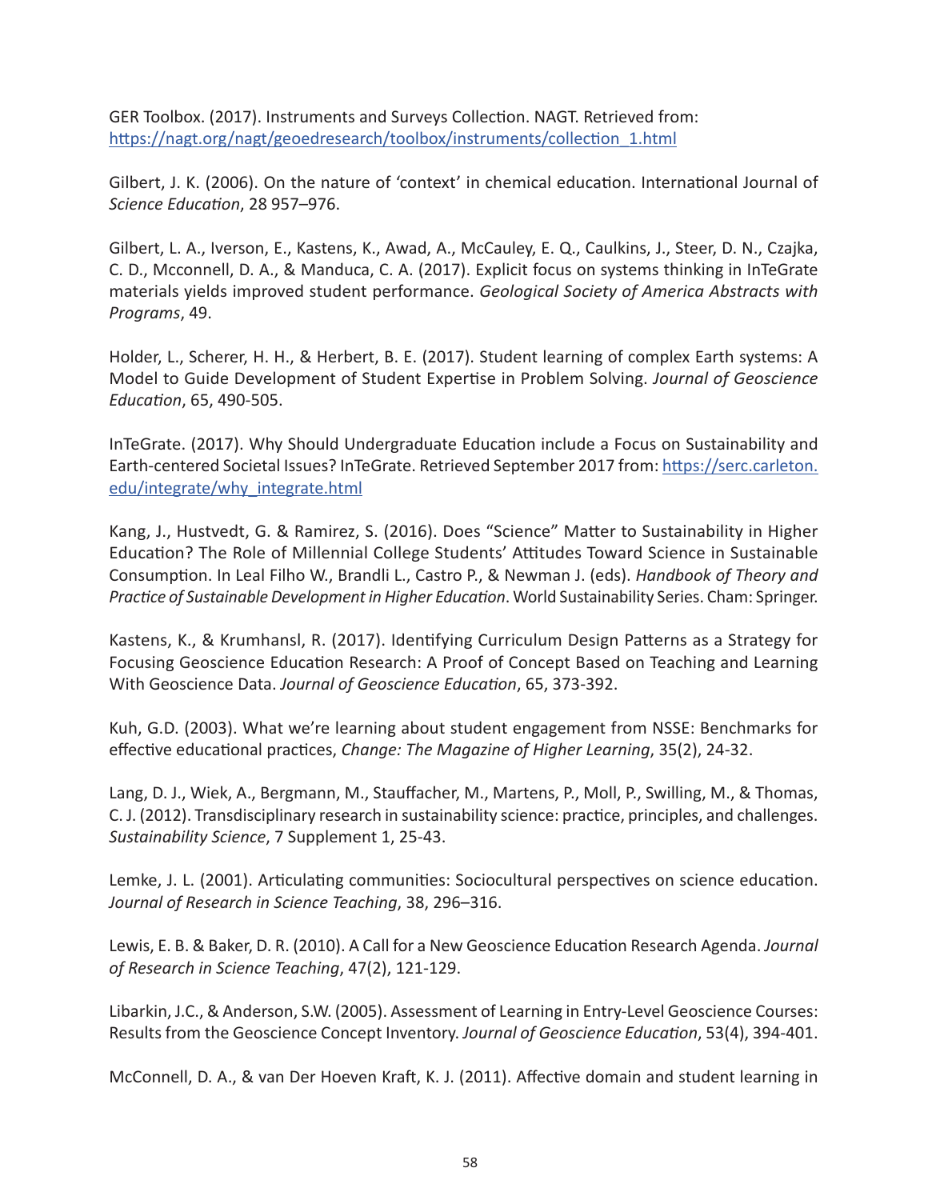GER Toolbox. (2017). Instruments and Surveys Collection. NAGT. Retrieved from: https://nagt.org/nagt/geoedresearch/toolbox/instruments/collection_1.html

Gilbert, J. K. (2006). On the nature of 'context' in chemical education. International Journal of *Science Education*, 28 957–976.

Gilbert, L. A., Iverson, E., Kastens, K., Awad, A., McCauley, E. Q., Caulkins, J., Steer, D. N., Czajka, C. D., Mcconnell, D. A., & Manduca, C. A. (2017). Explicit focus on systems thinking in InTeGrate materials yields improved student performance. *Geological Society of America Abstracts with Programs*, 49.

Holder, L., Scherer, H. H., & Herbert, B. E. (2017). Student learning of complex Earth systems: A Model to Guide Development of Student Expertise in Problem Solving. *Journal of Geoscience Education*, 65, 490-505.

InTeGrate. (2017). Why Should Undergraduate Education include a Focus on Sustainability and Earth-centered Societal Issues? InTeGrate. Retrieved September 2017 from: https://serc.carleton.edu/integrate/why_integrate.html

Kang, J., Hustvedt, G. & Ramirez, S. (2016). Does "Science" Matter to Sustainability in Higher Education? The Role of Millennial College Students' Attitudes Toward Science in Sustainable Consumption. In Leal Filho W., Brandli L., Castro P., & Newman J. (eds). *Handbook of Theory and Practice of Sustainable Development in Higher Education*. World Sustainability Series. Cham: Springer.

Kastens, K., & Krumhansl, R. (2017). Identifying Curriculum Design Patterns as a Strategy for Focusing Geoscience Education Research: A Proof of Concept Based on Teaching and Learning With Geoscience Data. *Journal of Geoscience Education*, 65, 373-392.

Kuh, G.D. (2003). What we're learning about student engagement from NSSE: Benchmarks for effective educational practices, *Change: The Magazine of Higher Learning*, 35(2), 24-32.

Lang, D. J., Wiek, A., Bergmann, M., Stauffacher, M., Martens, P., Moll, P., Swilling, M., & Thomas, C. J. (2012). Transdisciplinary research in sustainability science: practice, principles, and challenges. *Sustainability Science*, 7 Supplement 1, 25-43.

Lemke, J. L. (2001). Articulating communities: Sociocultural perspectives on science education. *Journal of Research in Science Teaching*, 38, 296–316.

Lewis, E. B. & Baker, D. R. (2010). A Call for a New Geoscience Education Research Agenda. *Journal of Research in Science Teaching*, 47(2), 121-129.

Libarkin, J.C., & Anderson, S.W. (2005). Assessment of Learning in Entry-Level Geoscience Courses: Results from the Geoscience Concept Inventory. *Journal of Geoscience Education*, 53(4), 394-401.

McConnell, D. A., & van Der Hoeven Kraft, K. J. (2011). Affective domain and student learning in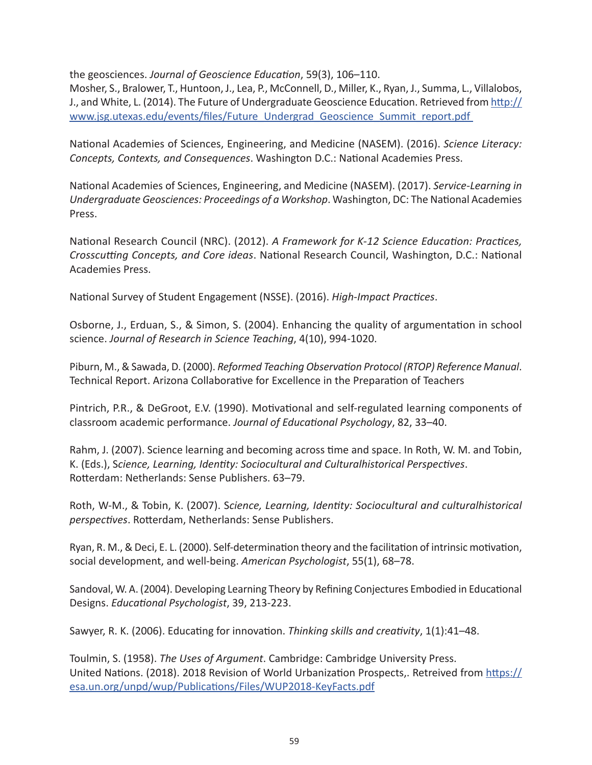the geosciences. *Journal of Geoscience Education*, 59(3), 106–110.

Mosher, S., Bralower, T., Huntoon, J., Lea, P., McConnell, D., Miller, K., Ryan, J., Summa, L., Villalobos, J., and White, L. (2014). The Future of Undergraduate Geoscience Education. Retrieved from http://www.jsg.utexas.edu/events/files/Future_Undergrad_Geoscience_Summit_report.pdf

National Academies of Sciences, Engineering, and Medicine (NASEM). (2016). *Science Literacy: Concepts, Contexts, and Consequences*. Washington D.C.: National Academies Press.

National Academies of Sciences, Engineering, and Medicine (NASEM). (2017). *Service-Learning in Undergraduate Geosciences: Proceedings of a Workshop*. Washington, DC: The National Academies Press.

National Research Council (NRC). (2012). *A Framework for K-12 Science Education: Practices, Crosscutting Concepts, and Core ideas*. National Research Council, Washington, D.C.: National Academies Press.

National Survey of Student Engagement (NSSE). (2016). *High-Impact Practices*.

Osborne, J., Erduan, S., & Simon, S. (2004). Enhancing the quality of argumentation in school science. *Journal of Research in Science Teaching*, 4(10), 994-1020.

Piburn, M., & Sawada, D. (2000). *Reformed Teaching Observation Protocol (RTOP) Reference Manual*. Technical Report. Arizona Collaborative for Excellence in the Preparation of Teachers

Pintrich, P.R., & DeGroot, E.V. (1990). Motivational and self-regulated learning components of classroom academic performance. *Journal of Educational Psychology*, 82, 33–40.

Rahm, J. (2007). Science learning and becoming across time and space. In Roth, W. M. and Tobin, K. (Eds.), *Science, Learning, Identity: Sociocultural and Culturalhistorical Perspectives*. Rotterdam: Netherlands: Sense Publishers. 63–79.

Roth, W-M., & Tobin, K. (2007). *Science, Learning, Identity: Sociocultural and culturalhistorical perspectives*. Rotterdam, Netherlands: Sense Publishers.

Ryan, R. M., & Deci, E. L. (2000). Self-determination theory and the facilitation of intrinsic motivation, social development, and well-being. *American Psychologist*, 55(1), 68–78.

Sandoval, W. A. (2004). Developing Learning Theory by Refining Conjectures Embodied in Educational Designs. *Educational Psychologist*, 39, 213-223.

Sawyer, R. K. (2006). Educating for innovation. *Thinking skills and creativity*, 1(1):41–48.

Toulmin, S. (1958). *The Uses of Argument*. Cambridge: Cambridge University Press.

United Nations. (2018). 2018 Revision of World Urbanization Prospects,. Retreived from https://esa.un.org/unpd/wup/Publications/Files/WUP2018-KeyFacts.pdf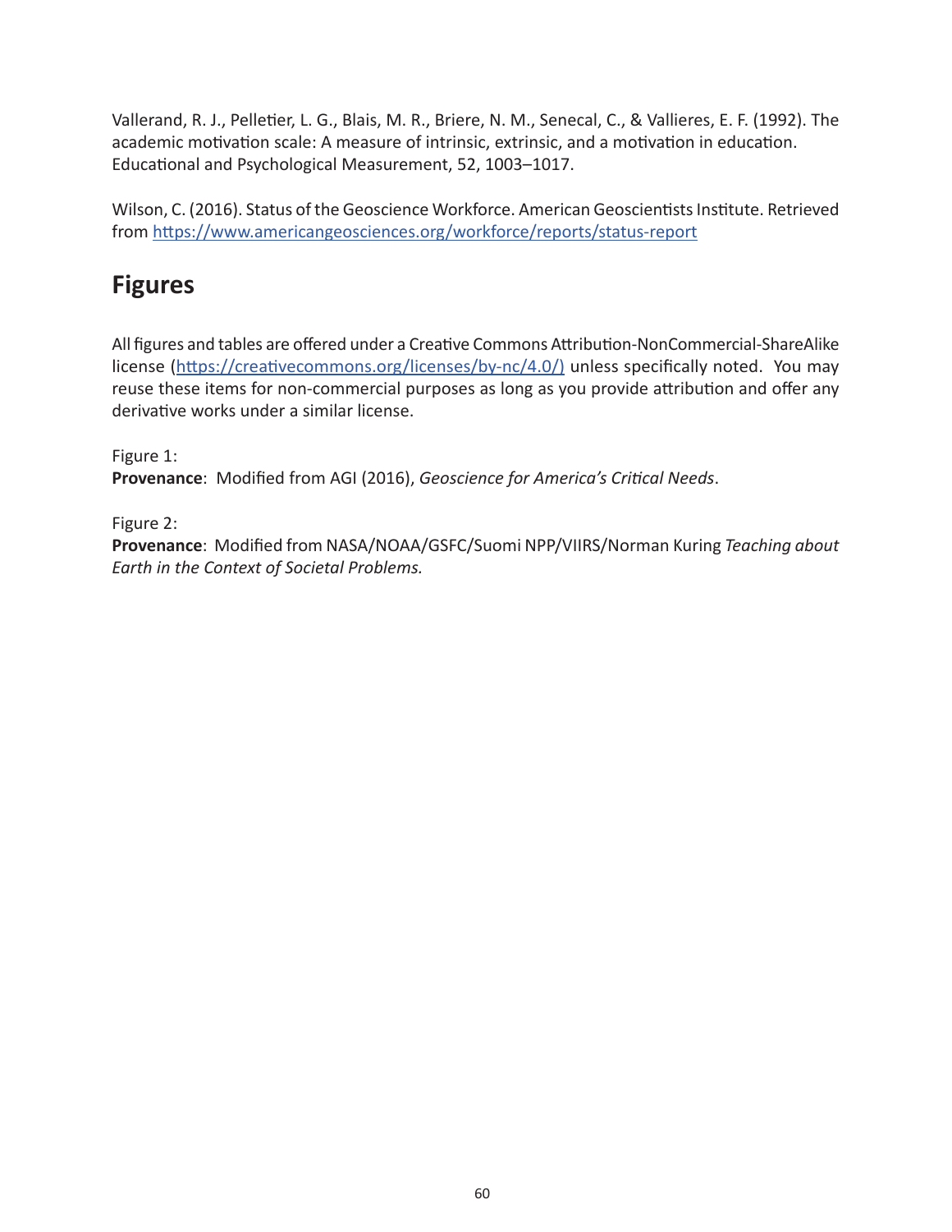Vallerand, R. J., Pelletier, L. G., Blais, M. R., Briere, N. M., Senecal, C., & Vallieres, E. F. (1992). The academic motivation scale: A measure of intrinsic, extrinsic, and a motivation in education. Educational and Psychological Measurement, 52, 1003–1017.

Wilson, C. (2016). Status of the Geoscience Workforce. American Geoscientists Institute. Retrieved from https://www.americangeosciences.org/workforce/reports/status-report

## Figures

All figures and tables are offered under a Creative Commons Attribution-NonCommercial-ShareAlike license (https://creativecommons.org/licenses/by-nc/4.0/) unless specifically noted. You may reuse these items for non-commercial purposes as long as you provide attribution and offer any derivative works under a similar license.

Figure 1:
**Provenance**: Modified from AGI (2016), *Geoscience for America's Critical Needs*.

Figure 2:
**Provenance**: Modified from NASA/NOAA/GSFC/Suomi NPP/VIIRS/Norman Kuring *Teaching about Earth in the Context of Societal Problems.*